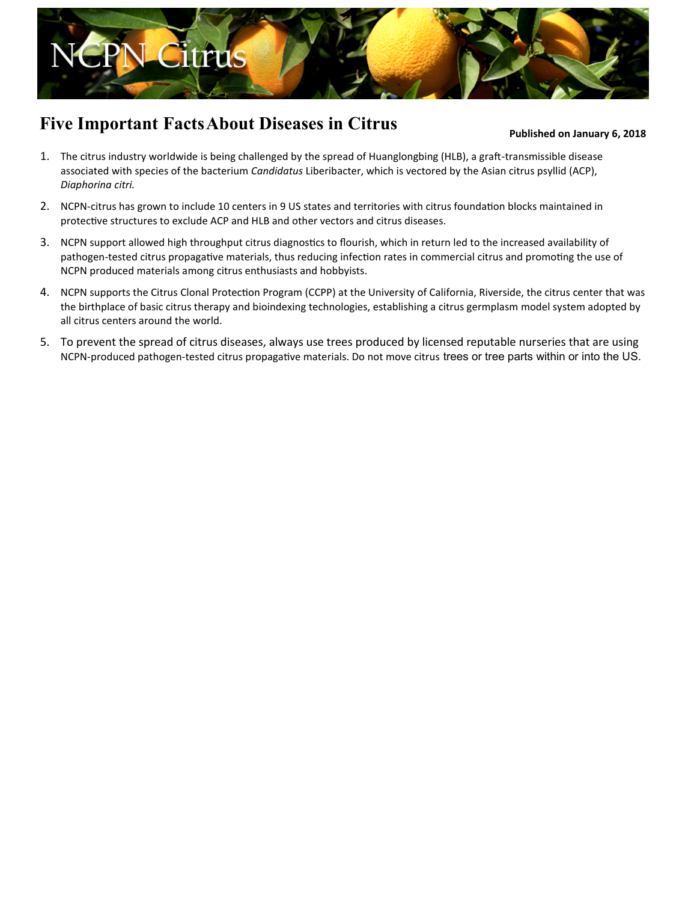NCPN Citrus

# Five Important Facts About Diseases in Citrus

**Published on January 6, 2018**

1. The citrus industry worldwide is being challenged by the spread of Huanglongbing (HLB), a graft-transmissible disease associated with species of the bacterium *Candidatus* Liberibacter, which is vectored by the Asian citrus psyllid (ACP), *Diaphorina citri.*
2. NCPN-citrus has grown to include 10 centers in 9 US states and territories with citrus foundation blocks maintained in protective structures to exclude ACP and HLB and other vectors and citrus diseases.
3. NCPN support allowed high throughput citrus diagnostics to flourish, which in return led to the increased availability of pathogen-tested citrus propagative materials, thus reducing infection rates in commercial citrus and promoting the use of NCPN produced materials among citrus enthusiasts and hobbyists.
4. NCPN supports the Citrus Clonal Protection Program (CCPP) at the University of California, Riverside, the citrus center that was the birthplace of basic citrus therapy and bioindexing technologies, establishing a citrus germplasm model system adopted by all citrus centers around the world.
5. To prevent the spread of citrus diseases, always use trees produced by licensed reputable nurseries that are using NCPN-produced pathogen-tested citrus propagative materials. Do not move citrus trees or tree parts within or into the US.